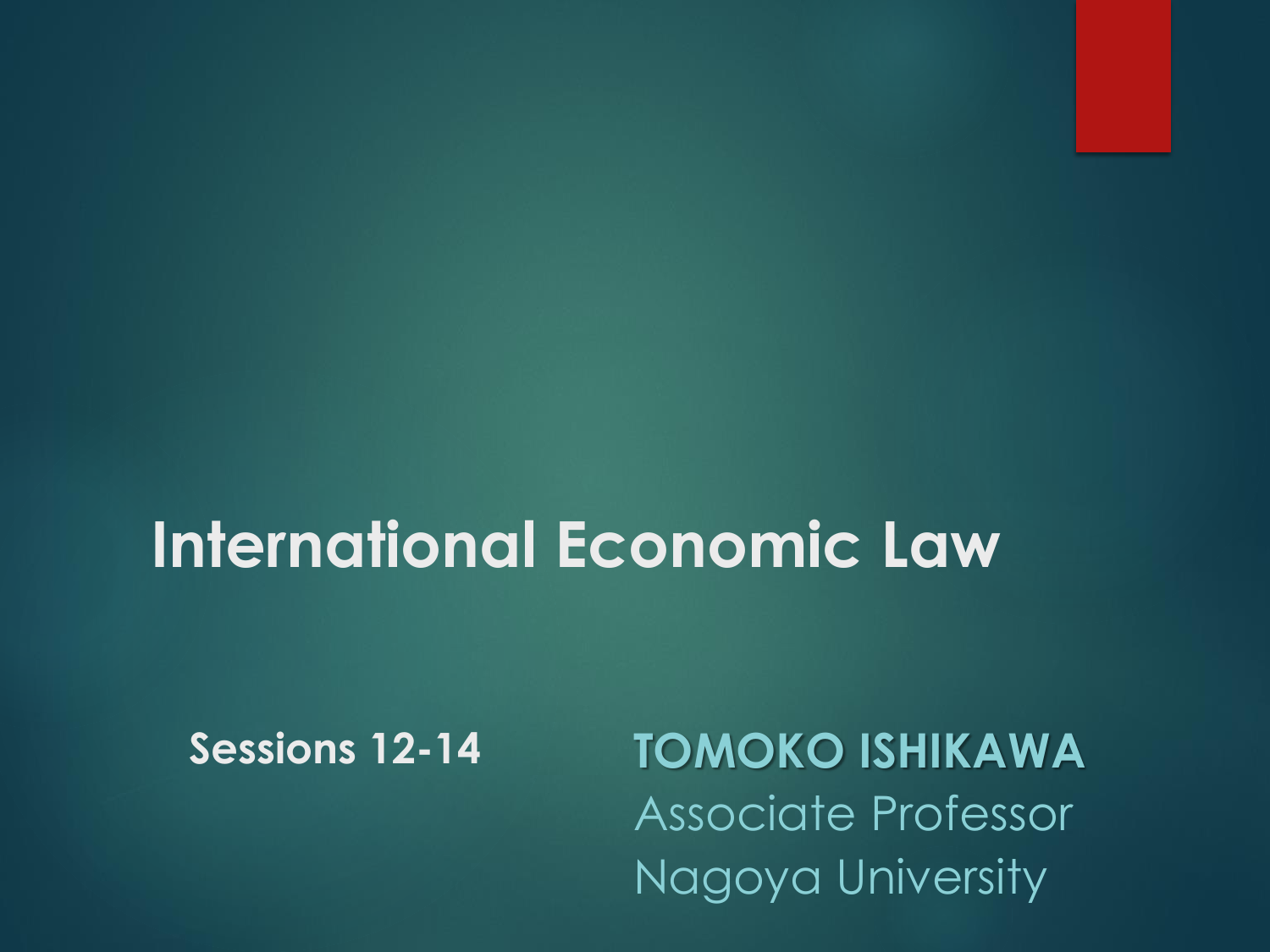# International Economic Law

**Sessions 12-14**

**TOMOKO ISHIKAWA**
Associate Professor
Nagoya University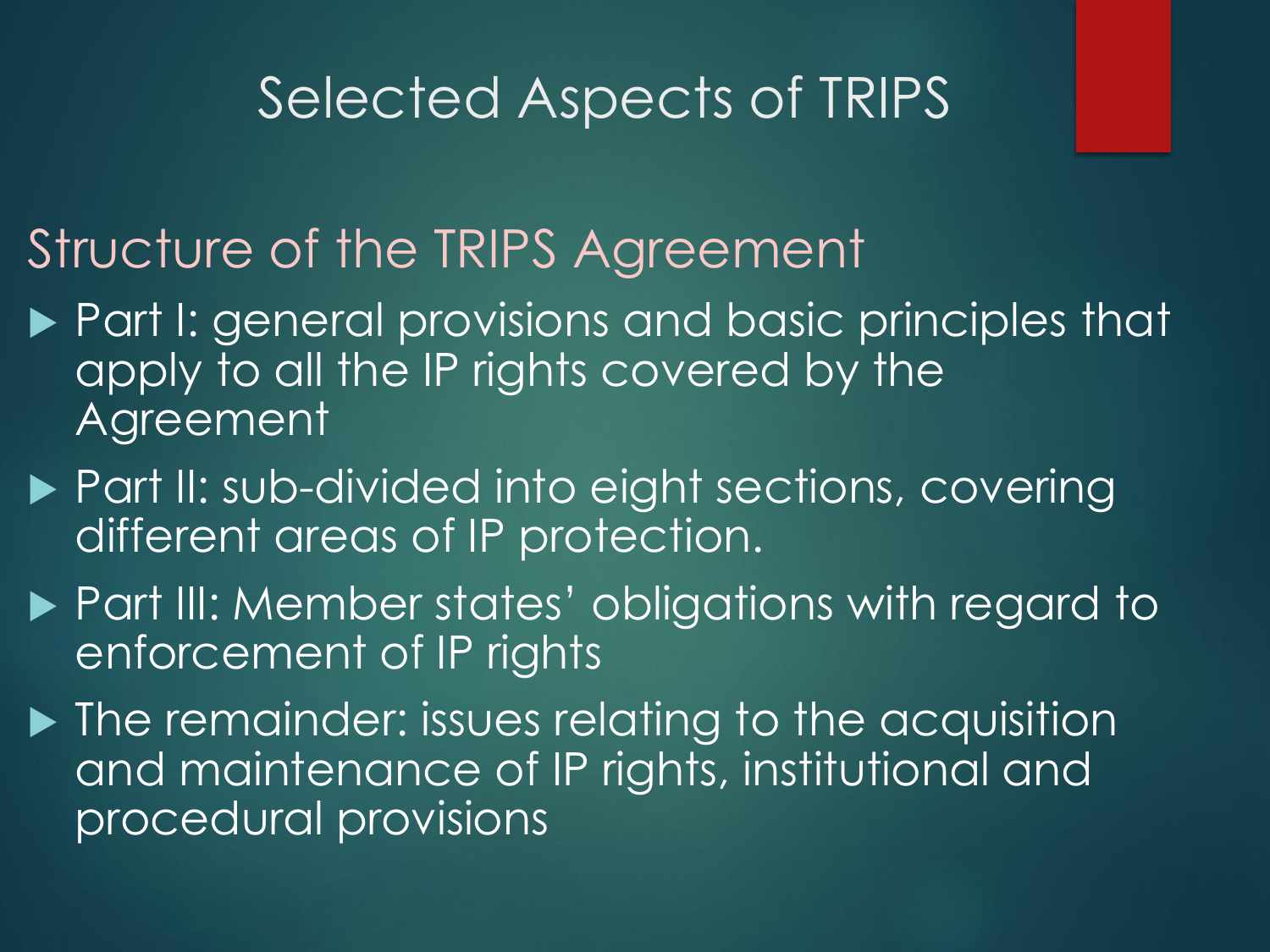# Selected Aspects of TRIPS

## Structure of the TRIPS Agreement

- Part I: general provisions and basic principles that apply to all the IP rights covered by the Agreement
- Part II: sub-divided into eight sections, covering different areas of IP protection.
- Part III: Member states' obligations with regard to enforcement of IP rights
- The remainder: issues relating to the acquisition and maintenance of IP rights, institutional and procedural provisions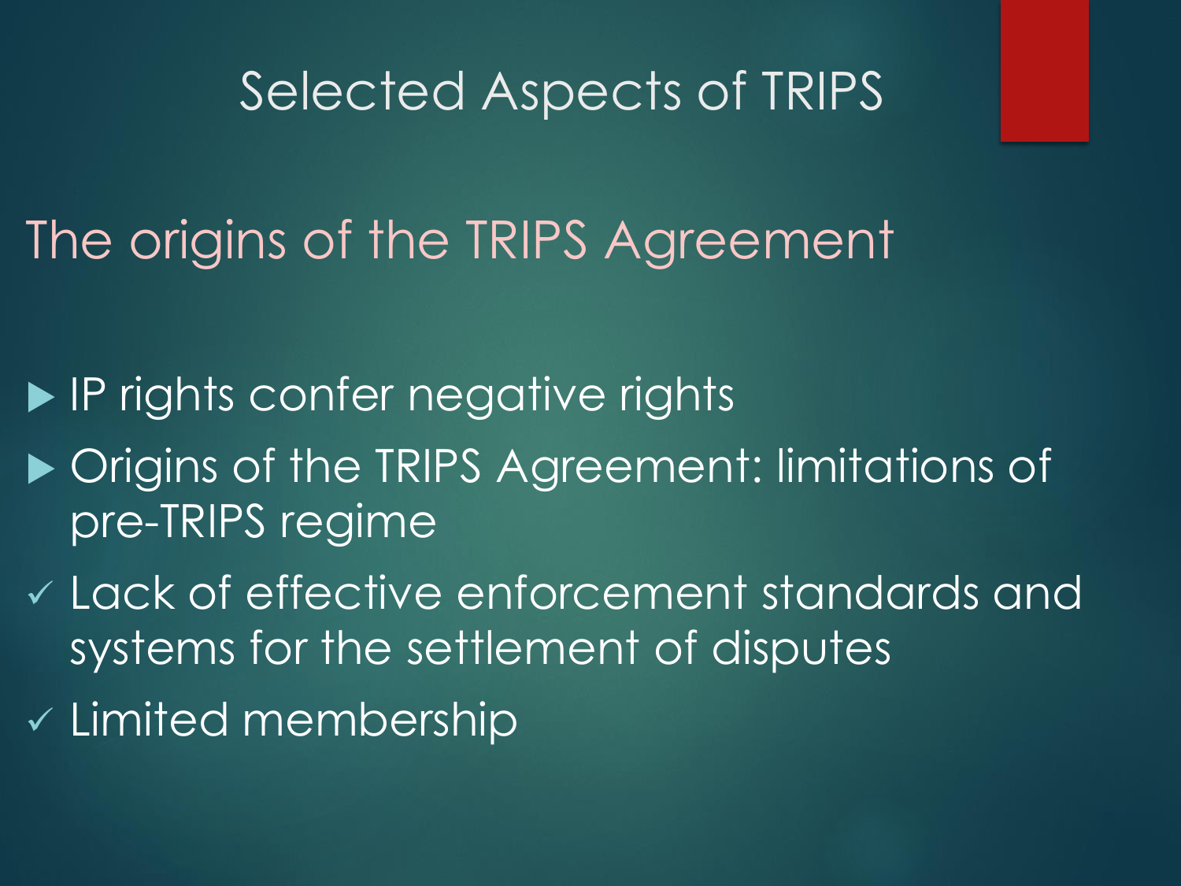# Selected Aspects of TRIPS

## The origins of the TRIPS Agreement

- IP rights confer negative rights
- Origins of the TRIPS Agreement: limitations of pre-TRIPS regime
  - ✓ Lack of effective enforcement standards and systems for the settlement of disputes
  - ✓ Limited membership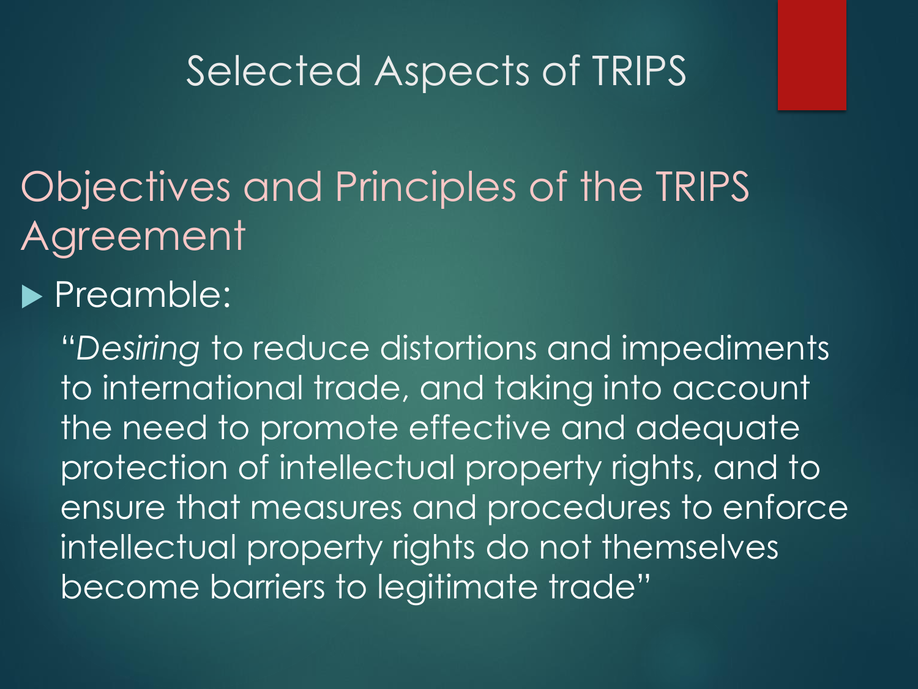# Selected Aspects of TRIPS

## Objectives and Principles of the TRIPS Agreement

- Preamble:

  "*Desiring* to reduce distortions and impediments to international trade, and taking into account the need to promote effective and adequate protection of intellectual property rights, and to ensure that measures and procedures to enforce intellectual property rights do not themselves become barriers to legitimate trade"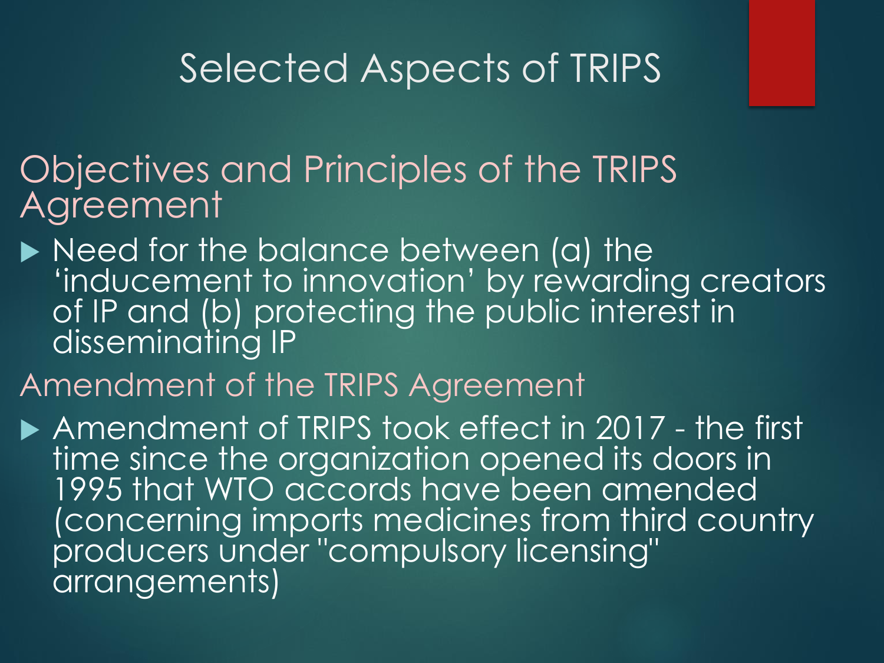# Selected Aspects of TRIPS

## Objectives and Principles of the TRIPS Agreement

- Need for the balance between (a) the 'inducement to innovation' by rewarding creators of IP and (b) protecting the public interest in disseminating IP

## Amendment of the TRIPS Agreement

- Amendment of TRIPS took effect in 2017 - the first time since the organization opened its doors in 1995 that WTO accords have been amended (concerning imports medicines from third country producers under "compulsory licensing" arrangements)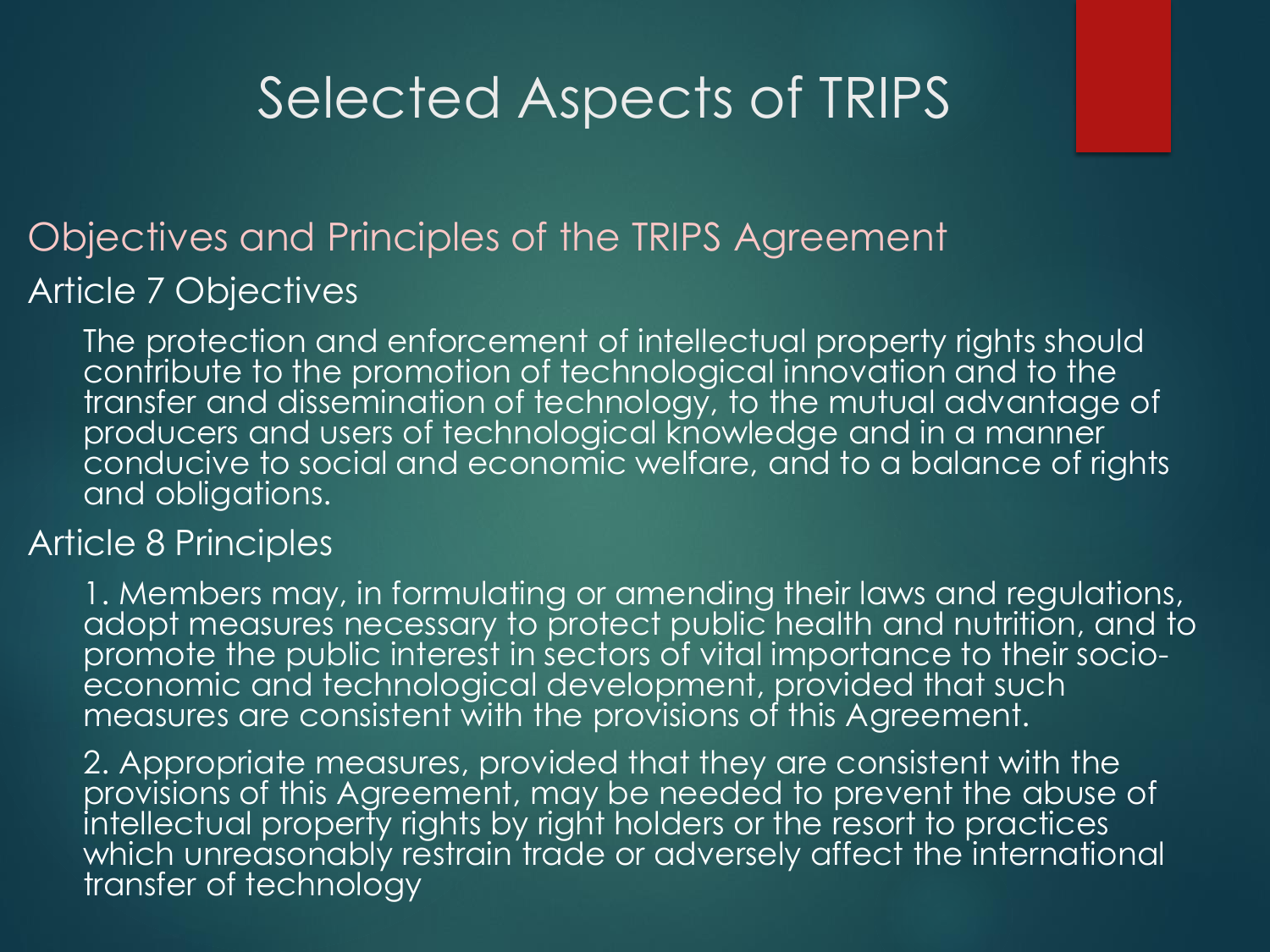# Selected Aspects of TRIPS

## Objectives and Principles of the TRIPS Agreement

### Article 7 Objectives

The protection and enforcement of intellectual property rights should contribute to the promotion of technological innovation and to the transfer and dissemination of technology, to the mutual advantage of producers and users of technological knowledge and in a manner conducive to social and economic welfare, and to a balance of rights and obligations.

### Article 8 Principles

1. Members may, in formulating or amending their laws and regulations, adopt measures necessary to protect public health and nutrition, and to promote the public interest in sectors of vital importance to their socio-economic and technological development, provided that such measures are consistent with the provisions of this Agreement.

2. Appropriate measures, provided that they are consistent with the provisions of this Agreement, may be needed to prevent the abuse of intellectual property rights by right holders or the resort to practices which unreasonably restrain trade or adversely affect the international transfer of technology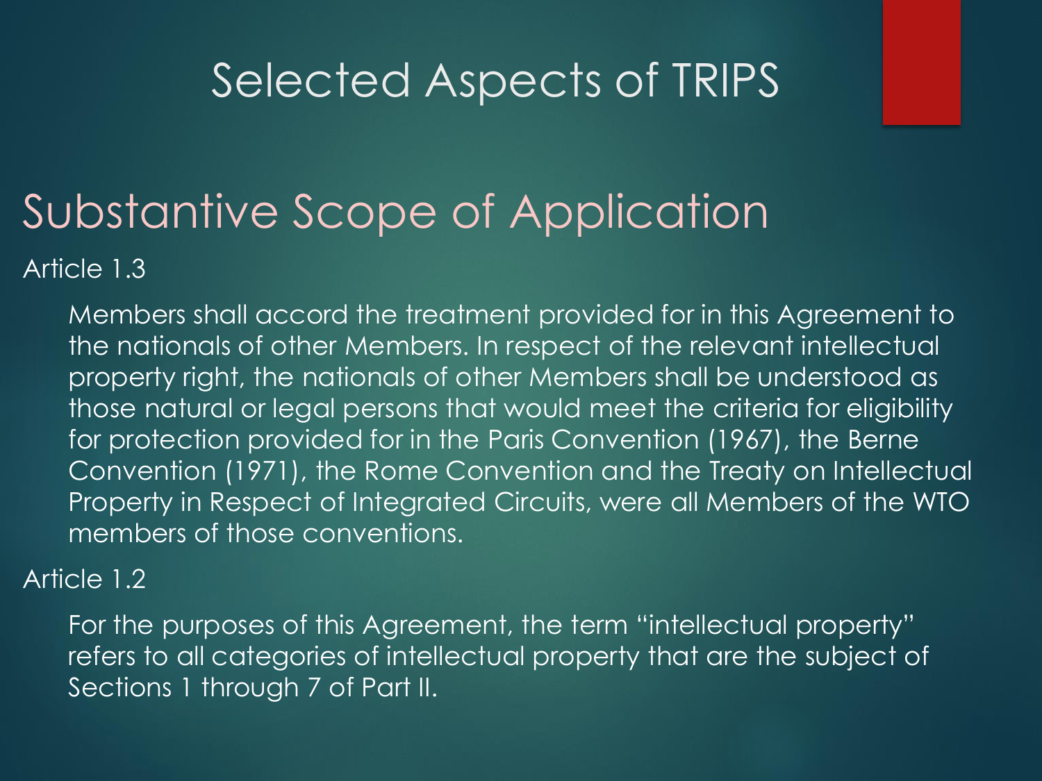# Selected Aspects of TRIPS

## Substantive Scope of Application

Article 1.3

Members shall accord the treatment provided for in this Agreement to the nationals of other Members. In respect of the relevant intellectual property right, the nationals of other Members shall be understood as those natural or legal persons that would meet the criteria for eligibility for protection provided for in the Paris Convention (1967), the Berne Convention (1971), the Rome Convention and the Treaty on Intellectual Property in Respect of Integrated Circuits, were all Members of the WTO members of those conventions.

Article 1.2

For the purposes of this Agreement, the term "intellectual property" refers to all categories of intellectual property that are the subject of Sections 1 through 7 of Part II.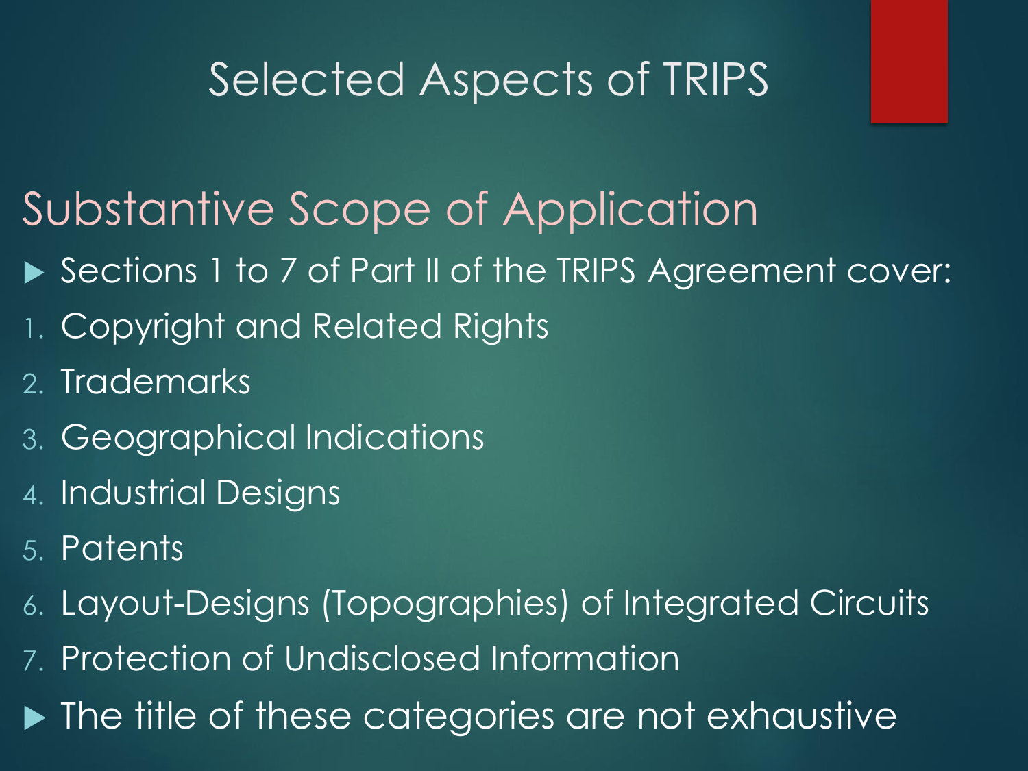# Selected Aspects of TRIPS

## Substantive Scope of Application

- Sections 1 to 7 of Part II of the TRIPS Agreement cover:

1. Copyright and Related Rights
2. Trademarks
3. Geographical Indications
4. Industrial Designs
5. Patents
6. Layout-Designs (Topographies) of Integrated Circuits
7. Protection of Undisclosed Information

- The title of these categories are not exhaustive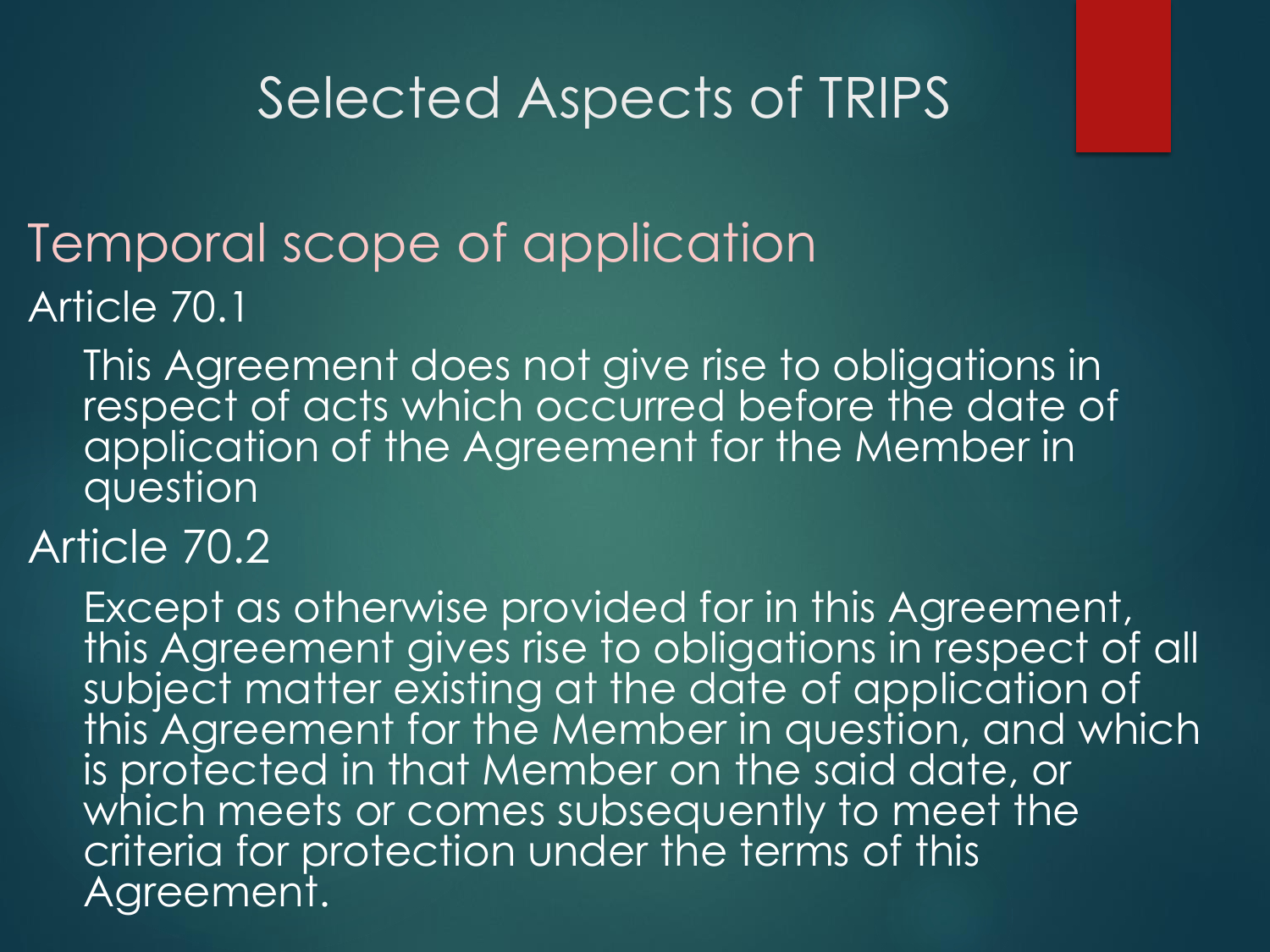# Selected Aspects of TRIPS

## Temporal scope of application

### Article 70.1

This Agreement does not give rise to obligations in respect of acts which occurred before the date of application of the Agreement for the Member in question

### Article 70.2

Except as otherwise provided for in this Agreement, this Agreement gives rise to obligations in respect of all subject matter existing at the date of application of this Agreement for the Member in question, and which is protected in that Member on the said date, or which meets or comes subsequently to meet the criteria for protection under the terms of this Agreement.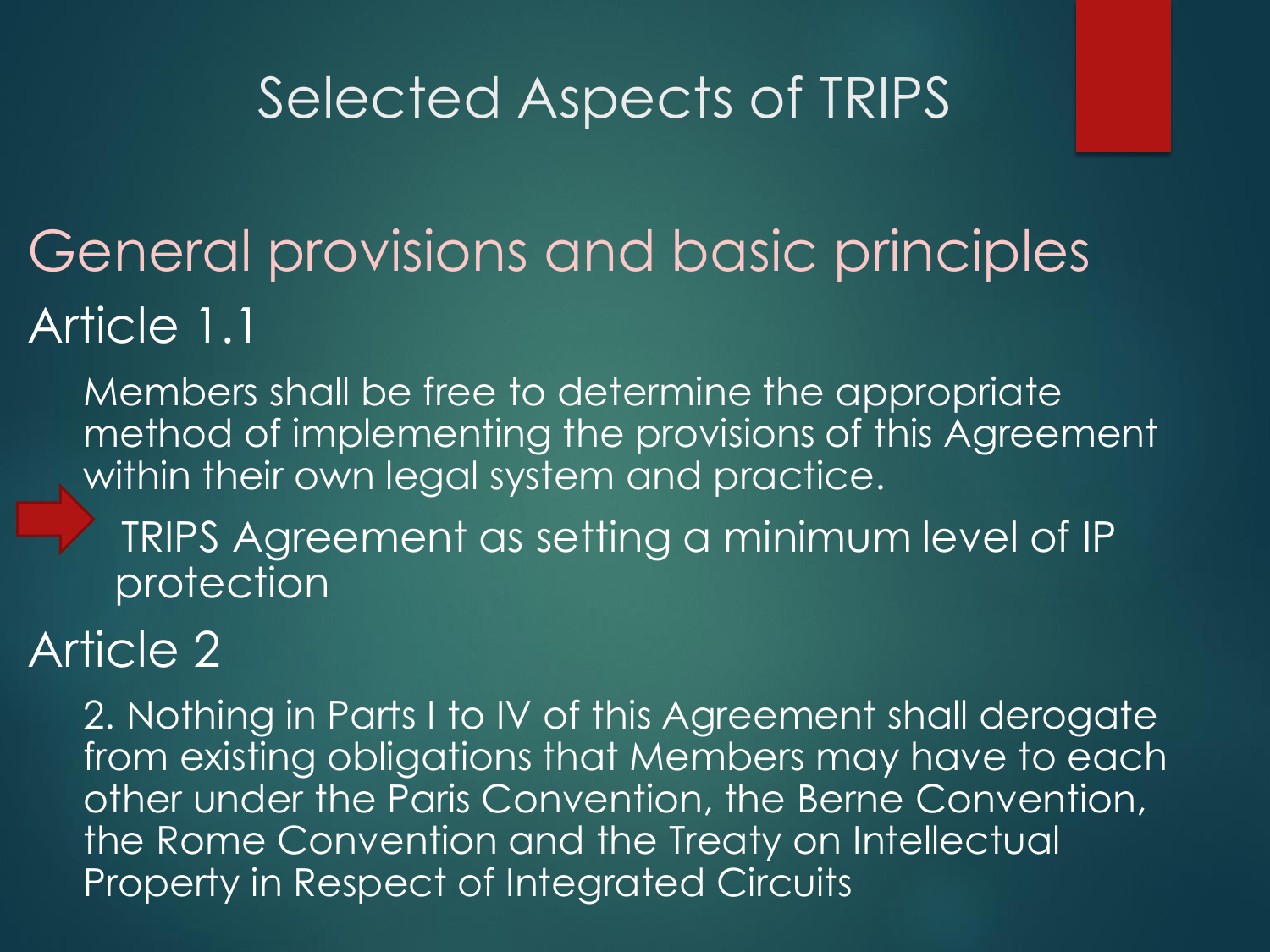# Selected Aspects of TRIPS

## General provisions and basic principles

### Article 1.1

Members shall be free to determine the appropriate method of implementing the provisions of this Agreement within their own legal system and practice.

- TRIPS Agreement as setting a minimum level of IP protection

### Article 2

2. Nothing in Parts I to IV of this Agreement shall derogate from existing obligations that Members may have to each other under the Paris Convention, the Berne Convention, the Rome Convention and the Treaty on Intellectual Property in Respect of Integrated Circuits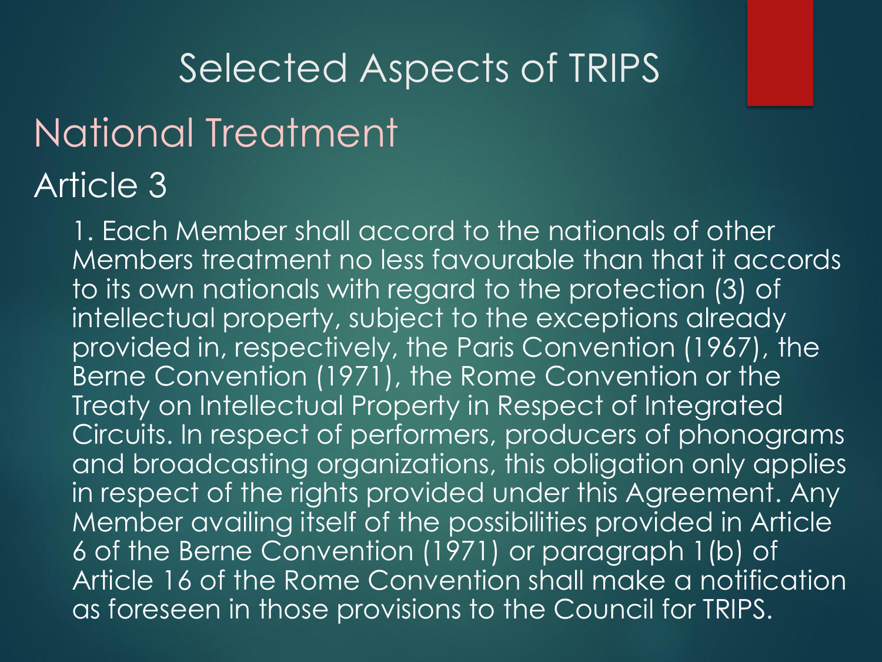# Selected Aspects of TRIPS

## National Treatment

### Article 3

1. Each Member shall accord to the nationals of other Members treatment no less favourable than that it accords to its own nationals with regard to the protection (3) of intellectual property, subject to the exceptions already provided in, respectively, the Paris Convention (1967), the Berne Convention (1971), the Rome Convention or the Treaty on Intellectual Property in Respect of Integrated Circuits. In respect of performers, producers of phonograms and broadcasting organizations, this obligation only applies in respect of the rights provided under this Agreement. Any Member availing itself of the possibilities provided in Article 6 of the Berne Convention (1971) or paragraph 1(b) of Article 16 of the Rome Convention shall make a notification as foreseen in those provisions to the Council for TRIPS.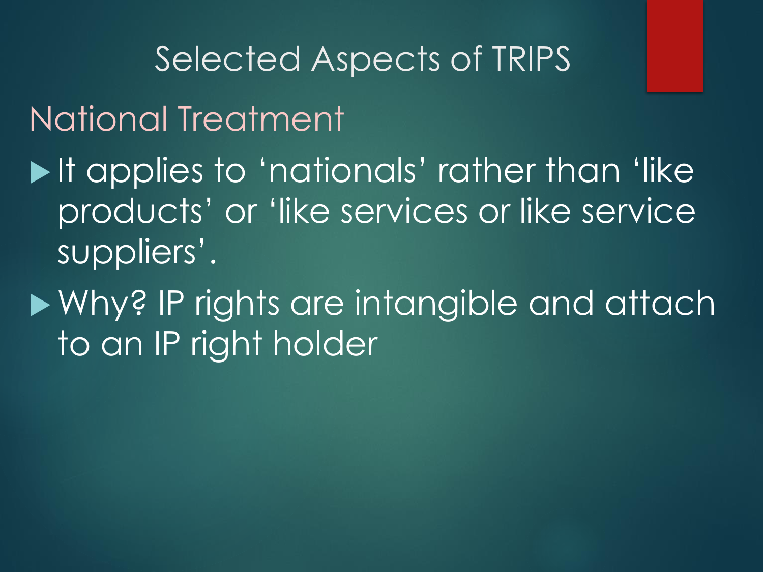# Selected Aspects of TRIPS

## National Treatment

- It applies to 'nationals' rather than 'like products' or 'like services or like service suppliers'.
- Why? IP rights are intangible and attach to an IP right holder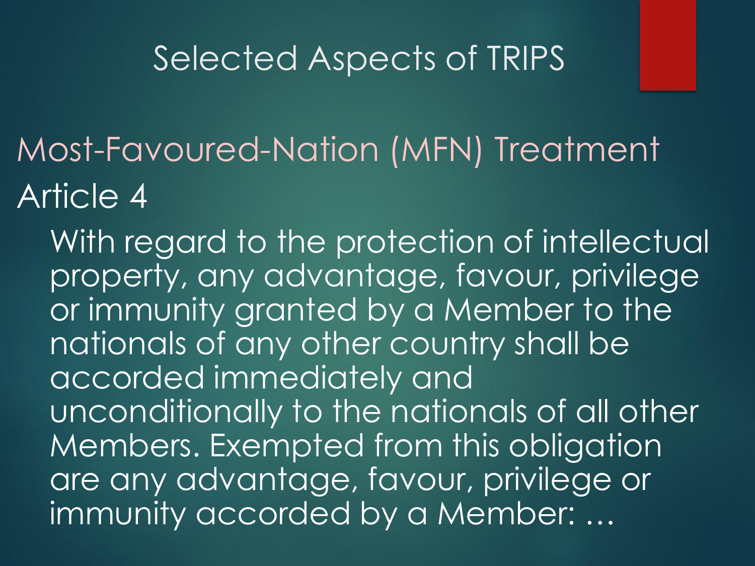# Selected Aspects of TRIPS

## Most-Favoured-Nation (MFN) Treatment

### Article 4

With regard to the protection of intellectual property, any advantage, favour, privilege or immunity granted by a Member to the nationals of any other country shall be accorded immediately and unconditionally to the nationals of all other Members. Exempted from this obligation are any advantage, favour, privilege or immunity accorded by a Member: …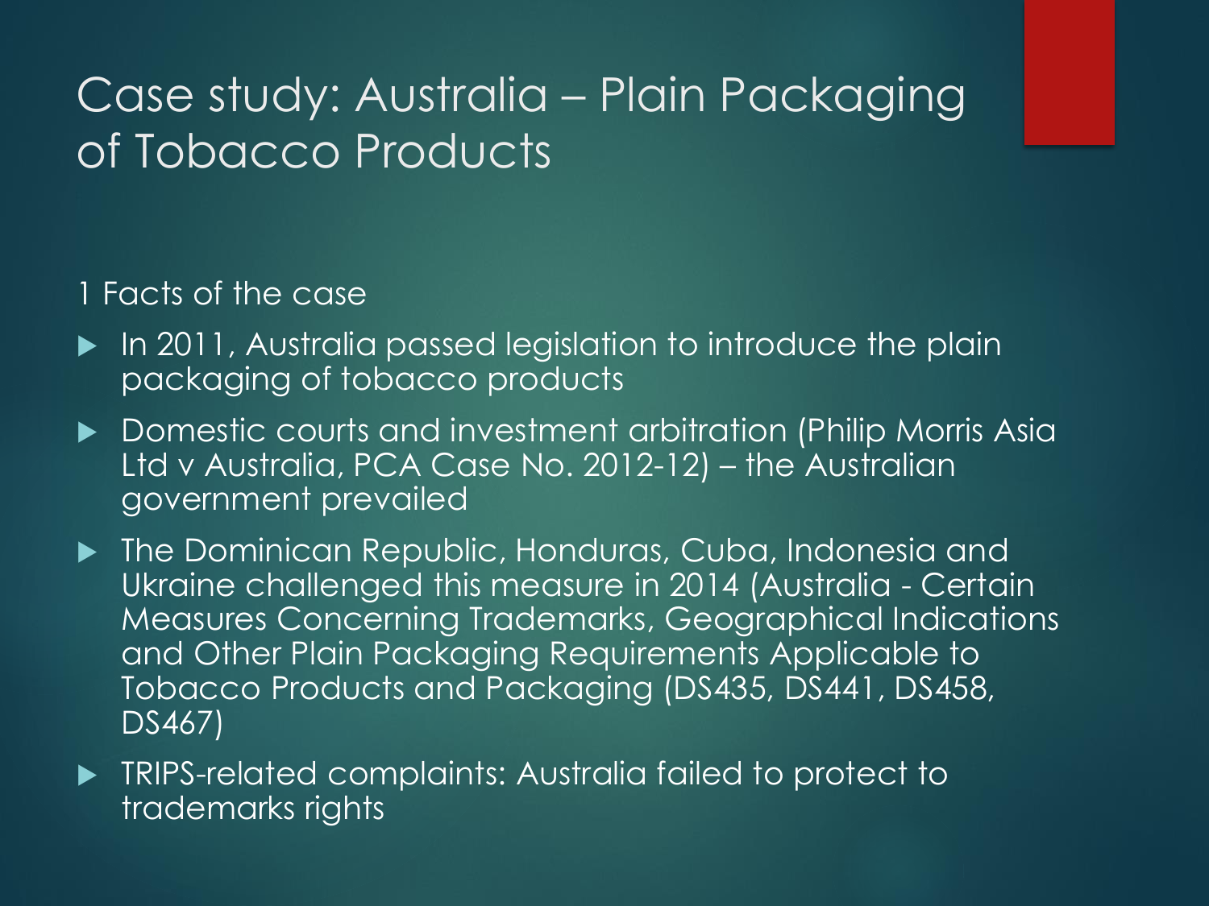# Case study: Australia – Plain Packaging of Tobacco Products

1 Facts of the case

- In 2011, Australia passed legislation to introduce the plain packaging of tobacco products
- Domestic courts and investment arbitration (Philip Morris Asia Ltd v Australia, PCA Case No. 2012-12) – the Australian government prevailed
- The Dominican Republic, Honduras, Cuba, Indonesia and Ukraine challenged this measure in 2014 (Australia - Certain Measures Concerning Trademarks, Geographical Indications and Other Plain Packaging Requirements Applicable to Tobacco Products and Packaging (DS435, DS441, DS458, DS467)
- TRIPS-related complaints: Australia failed to protect to trademarks rights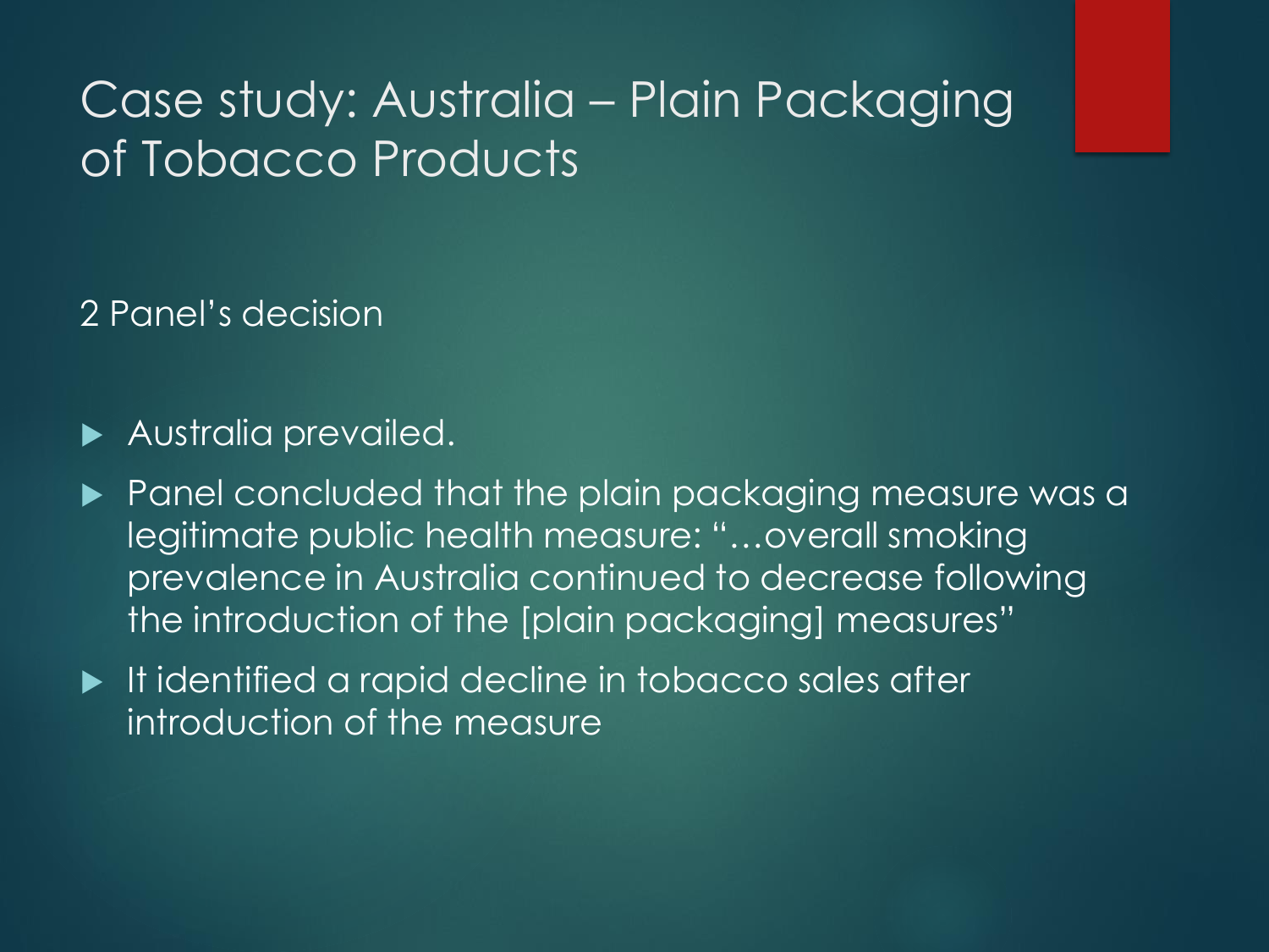# Case study: Australia – Plain Packaging of Tobacco Products

2 Panel's decision

- Australia prevailed.
- Panel concluded that the plain packaging measure was a legitimate public health measure: "…overall smoking prevalence in Australia continued to decrease following the introduction of the [plain packaging] measures"
- It identified a rapid decline in tobacco sales after introduction of the measure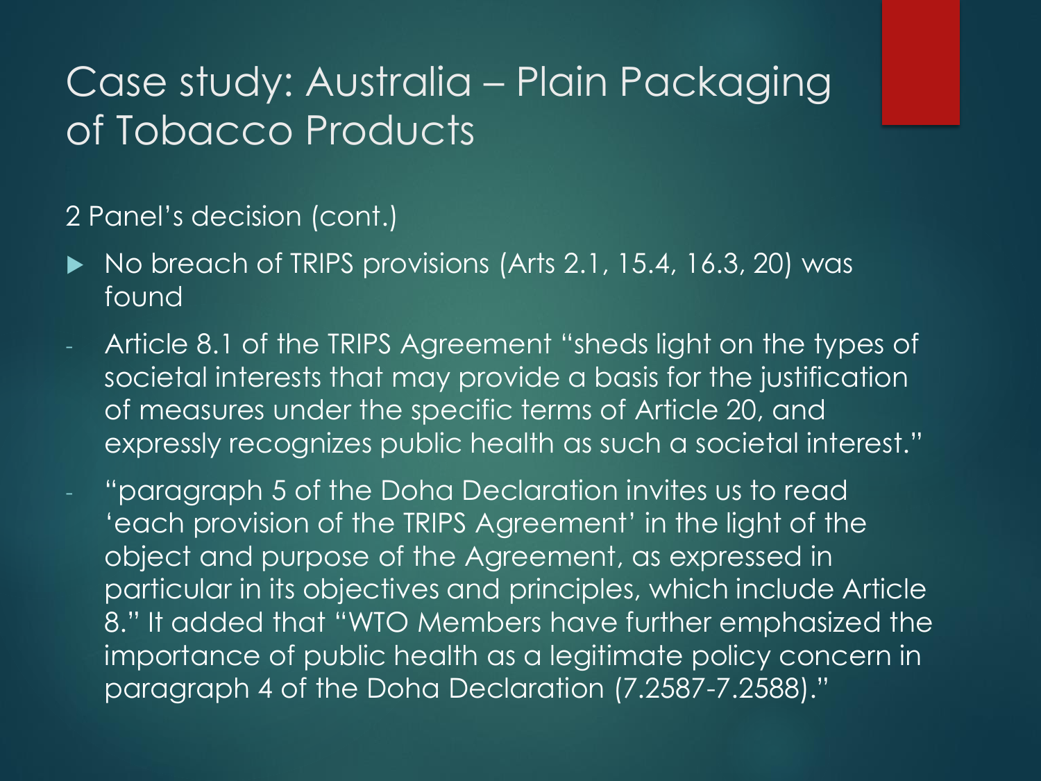# Case study: Australia – Plain Packaging of Tobacco Products

2 Panel's decision (cont.)

- No breach of TRIPS provisions (Arts 2.1, 15.4, 16.3, 20) was found

- Article 8.1 of the TRIPS Agreement "sheds light on the types of societal interests that may provide a basis for the justification of measures under the specific terms of Article 20, and expressly recognizes public health as such a societal interest."
- "paragraph 5 of the Doha Declaration invites us to read 'each provision of the TRIPS Agreement' in the light of the object and purpose of the Agreement, as expressed in particular in its objectives and principles, which include Article 8." It added that "WTO Members have further emphasized the importance of public health as a legitimate policy concern in paragraph 4 of the Doha Declaration (7.2587-7.2588)."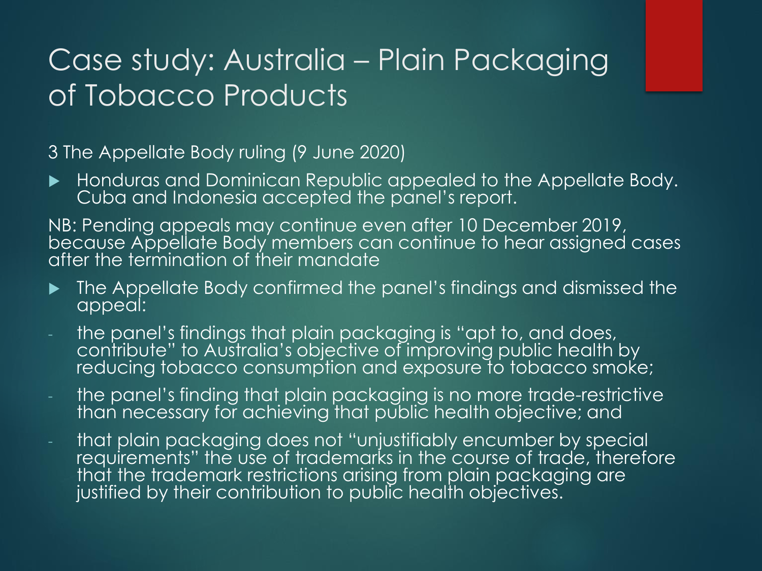# Case study: Australia – Plain Packaging of Tobacco Products

3 The Appellate Body ruling (9 June 2020)

- Honduras and Dominican Republic appealed to the Appellate Body. Cuba and Indonesia accepted the panel's report.

NB: Pending appeals may continue even after 10 December 2019, because Appellate Body members can continue to hear assigned cases after the termination of their mandate

- The Appellate Body confirmed the panel's findings and dismissed the appeal:
  - the panel's findings that plain packaging is "apt to, and does, contribute" to Australia's objective of improving public health by reducing tobacco consumption and exposure to tobacco smoke;
  - the panel's finding that plain packaging is no more trade-restrictive than necessary for achieving that public health objective; and
  - that plain packaging does not "unjustifiably encumber by special requirements" the use of trademarks in the course of trade, therefore that the trademark restrictions arising from plain packaging are justified by their contribution to public health objectives.